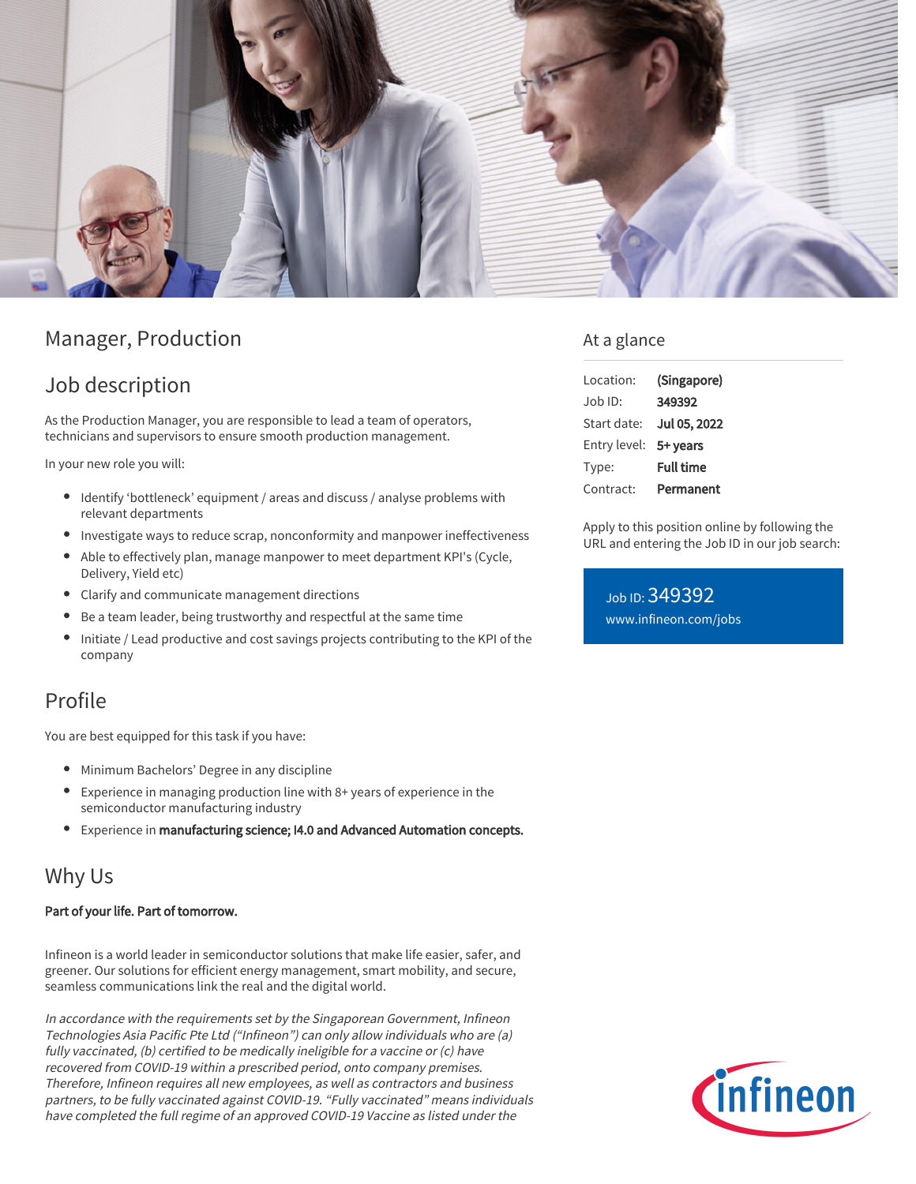# Manager, Production

## Job description

As the Production Manager, you are responsible to lead a team of operators, technicians and supervisors to ensure smooth production management.

In your new role you will:

- Identify 'bottleneck' equipment / areas and discuss / analyse problems with relevant departments
- Investigate ways to reduce scrap, nonconformity and manpower ineffectiveness
- Able to effectively plan, manage manpower to meet department KPI's (Cycle, Delivery, Yield etc)
- Clarify and communicate management directions
- Be a team leader, being trustworthy and respectful at the same time
- Initiate / Lead productive and cost savings projects contributing to the KPI of the company

## Profile

You are best equipped for this task if you have:

- Minimum Bachelors' Degree in any discipline
- Experience in managing production line with 8+ years of experience in the semiconductor manufacturing industry
- Experience in **manufacturing science; I4.0 and Advanced Automation concepts.**

## Why Us

**Part of your life. Part of tomorrow.**

Infineon is a world leader in semiconductor solutions that make life easier, safer, and greener. Our solutions for efficient energy management, smart mobility, and secure, seamless communications link the real and the digital world.

*In accordance with the requirements set by the Singaporean Government, Infineon Technologies Asia Pacific Pte Ltd ("Infineon") can only allow individuals who are (a) fully vaccinated, (b) certified to be medically ineligible for a vaccine or (c) have recovered from COVID-19 within a prescribed period, onto company premises. Therefore, Infineon requires all new employees, as well as contractors and business partners, to be fully vaccinated against COVID-19. "Fully vaccinated" means individuals have completed the full regime of an approved COVID-19 Vaccine as listed under the*

## At a glance

| | |
|---|---|
| Location: | **(Singapore)** |
| Job ID: | **349392** |
| Start date: | **Jul 05, 2022** |
| Entry level: | **5+ years** |
| Type: | **Full time** |
| Contract: | **Permanent** |

Apply to this position online by following the URL and entering the Job ID in our job search:

Job ID: 349392
www.infineon.com/jobs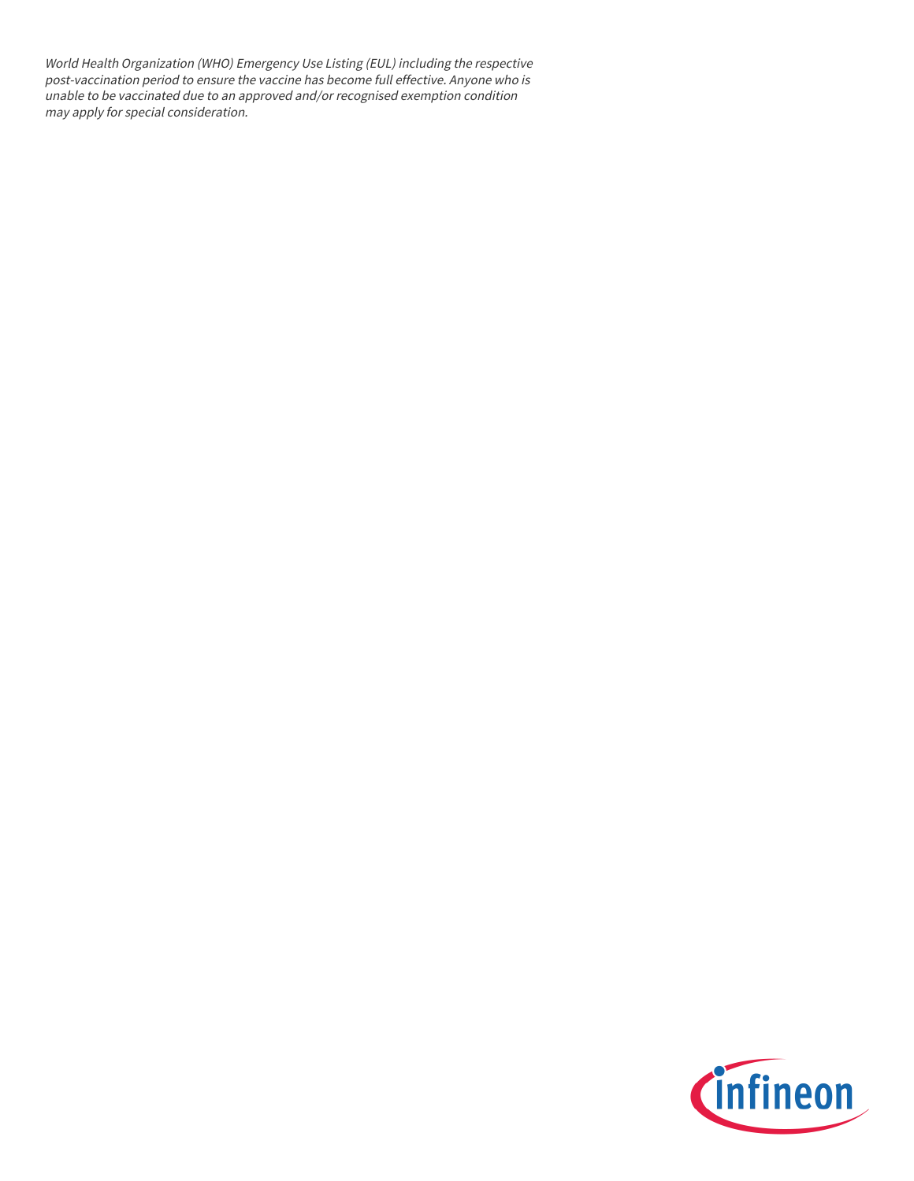*World Health Organization (WHO) Emergency Use Listing (EUL) including the respective post-vaccination period to ensure the vaccine has become full effective. Anyone who is unable to be vaccinated due to an approved and/or recognised exemption condition may apply for special consideration.*